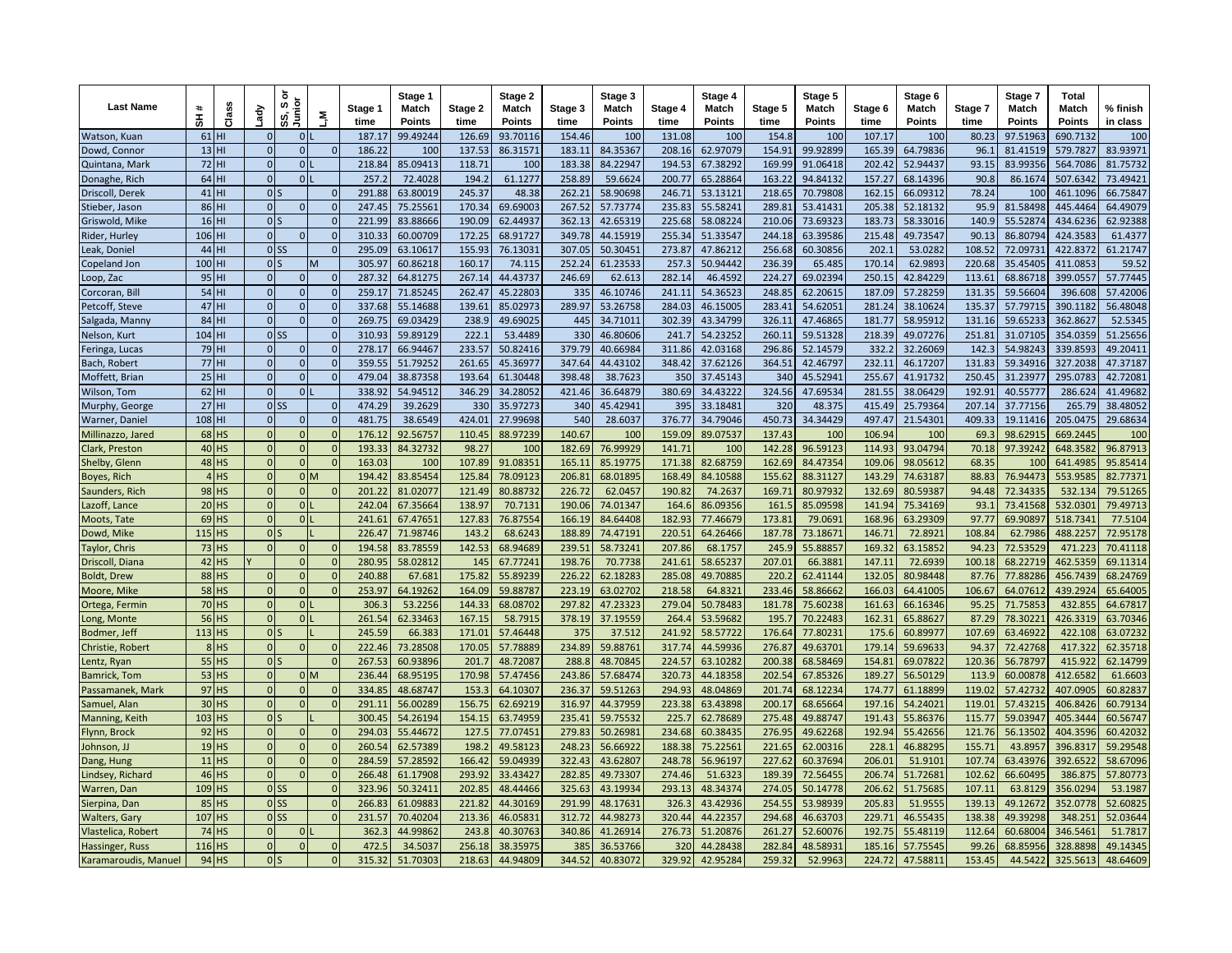| Last Name | SH # | Class | Lady | SS, S or Junior | L,M | Stage 1 time | Stage 1 Match Points | Stage 2 time | Stage 2 Match Points | Stage 3 time | Stage 3 Match Points | Stage 4 time | Stage 4 Match Points | Stage 5 time | Stage 5 Match Points | Stage 6 time | Stage 6 Match Points | Stage 7 time | Stage 7 Match Points | Total Match Points | % finish in class |
|---|---|---|---|---|---|---|---|---|---|---|---|---|---|---|---|---|---|---|---|---|---|
| Watson, Kuan | 61 | HI | | 0 | L | 187.17 | 99.49244 | 126.69 | 93.70116 | 154.46 | 100 | 131.08 | 100 | 154.8 | 100 | 107.17 | 100 | 80.23 | 97.51963 | 690.7132 | 100 |
| Dowd, Connor | 13 | HI | 0 | 0 | 0 | 186.22 | 100 | 137.53 | 86.31571 | 183.11 | 84.35367 | 208.16 | 62.97079 | 154.91 | 99.92899 | 165.39 | 64.79836 | 96.1 | 81.41519 | 579.7827 | 83.93971 |
| Quintana, Mark | 72 | HI | | 0 | L | 218.84 | 85.09413 | 118.71 | 100 | 183.38 | 84.22947 | 194.53 | 67.38292 | 169.99 | 91.06418 | 202.42 | 52.94437 | 93.15 | 83.99356 | 564.7086 | 81.75732 |
| Donaghe, Rich | 64 | HI | | 0 | L | 257.2 | 72.4028 | 194.2 | 61.1277 | 258.89 | 59.6624 | 200.77 | 65.28864 | 163.22 | 94.84132 | 157.27 | 68.14396 | 90.8 | 86.1674 | 507.6342 | 73.49421 |
| Driscoll, Derek | 41 | HI | 0 | S | 0 | 291.88 | 63.80019 | 245.37 | 48.38 | 262.21 | 58.90698 | 246.71 | 53.13121 | 218.65 | 70.79808 | 162.15 | 66.09312 | 78.24 | 100 | 461.1096 | 66.75847 |
| Stieber, Jason | 86 | HI | 0 | 0 | 0 | 247.45 | 75.25561 | 170.34 | 69.69003 | 267.52 | 57.73774 | 235.83 | 55.58241 | 289.81 | 53.41431 | 205.38 | 52.18132 | 95.9 | 81.58498 | 445.4464 | 64.49079 |
| Griswold, Mike | 16 | HI | 0 | S | 0 | 221.99 | 83.88666 | 190.09 | 62.44937 | 362.13 | 42.65319 | 225.68 | 58.08224 | 210.06 | 73.69323 | 183.73 | 58.33016 | 140.9 | 55.52874 | 434.6236 | 62.92388 |
| Rider, Hurley | 106 | HI | 0 | 0 | 0 | 310.33 | 60.00709 | 172.25 | 68.91727 | 349.78 | 44.15919 | 255.34 | 51.33547 | 244.18 | 63.39586 | 215.48 | 49.73547 | 90.13 | 86.80794 | 424.3583 | 61.4377 |
| Leak, Doniel | 44 | HI | 0 | SS | 0 | 295.09 | 63.10617 | 155.93 | 76.13031 | 307.05 | 50.30451 | 273.87 | 47.86212 | 256.68 | 60.30856 | 202.1 | 53.0282 | 108.52 | 72.09731 | 422.8372 | 61.21747 |
| Copeland Jon | 100 | HI | 0 | S | M | 305.97 | 60.86218 | 160.17 | 74.115 | 252.24 | 61.23533 | 257.3 | 50.94442 | 236.39 | 65.485 | 170.14 | 62.9893 | 220.68 | 35.45405 | 411.0853 | 59.52 |
| Loop, Zac | 95 | HI | 0 | 0 | 0 | 287.32 | 64.81275 | 267.14 | 44.43737 | 246.69 | 62.613 | 282.14 | 46.4592 | 224.27 | 69.02394 | 250.15 | 42.84229 | 113.61 | 68.86718 | 399.0557 | 57.77445 |
| Corcoran, Bill | 54 | HI | 0 | 0 | 0 | 259.17 | 71.85245 | 262.47 | 45.22803 | 335 | 46.10746 | 241.11 | 54.36523 | 248.85 | 62.20615 | 187.09 | 57.28259 | 131.35 | 59.56604 | 396.608 | 57.42006 |
| Petcoff, Steve | 47 | HI | 0 | 0 | 0 | 337.68 | 55.14688 | 139.61 | 85.02973 | 289.97 | 53.26758 | 284.03 | 46.15005 | 283.41 | 54.62051 | 281.24 | 38.10624 | 135.37 | 57.79715 | 390.1182 | 56.48048 |
| Salgada, Manny | 84 | HI | 0 | 0 | 0 | 269.75 | 69.03429 | 238.9 | 49.69025 | 445 | 34.71011 | 302.39 | 43.34799 | 326.11 | 47.46865 | 181.77 | 58.95912 | 131.16 | 59.65233 | 362.8627 | 52.5345 |
| Nelson, Kurt | 104 | HI | 0 | SS | 0 | 310.93 | 59.89129 | 222.1 | 53.4489 | 330 | 46.80606 | 241.7 | 54.23252 | 260.11 | 59.51328 | 218.39 | 49.07276 | 251.81 | 31.07105 | 354.0359 | 51.25656 |
| Feringa, Lucas | 79 | HI | 0 | 0 | 0 | 278.17 | 66.94467 | 233.57 | 50.82416 | 379.79 | 40.66984 | 311.86 | 42.03168 | 296.86 | 52.14579 | 332.2 | 32.26069 | 142.3 | 54.98243 | 339.8593 | 49.20411 |
| Bach, Robert | 77 | HI | 0 | 0 | 0 | 359.55 | 51.79252 | 261.65 | 45.36977 | 347.64 | 44.43102 | 348.42 | 37.62126 | 364.51 | 42.46797 | 232.11 | 46.17207 | 131.83 | 59.34916 | 327.2038 | 47.37187 |
| Moffett, Brian | 25 | HI | 0 | 0 | 0 | 479.04 | 38.87358 | 193.64 | 61.30448 | 398.48 | 38.7623 | 350 | 37.45143 | 340 | 45.52941 | 255.67 | 41.91732 | 250.45 | 31.23977 | 295.0783 | 42.72081 |
| Wilson, Tom | 62 | HI | 0 | 0 | L | 338.92 | 54.94512 | 346.29 | 34.28052 | 421.46 | 36.64879 | 380.69 | 34.43222 | 324.56 | 47.69534 | 281.55 | 38.06429 | 192.91 | 40.55777 | 286.624 | 41.49682 |
| Murphy, George | 27 | HI | 0 | SS | 0 | 474.29 | 39.2629 | 330 | 35.97273 | 340 | 45.42941 | 395 | 33.18481 | 320 | 48.375 | 415.49 | 25.79364 | 207.14 | 37.77156 | 265.79 | 38.48052 |
| Warner, Daniel | 108 | HI | 0 | 0 | 0 | 481.75 | 38.6549 | 424.01 | 27.99698 | 540 | 28.6037 | 376.77 | 34.79046 | 450.73 | 34.34429 | 497.47 | 21.54301 | 409.33 | 19.11416 | 205.0475 | 29.68634 |
| Millinazzo, Jared | 68 | HS | 0 | 0 | 0 | 176.12 | 92.56757 | 110.45 | 88.97239 | 140.67 | 100 | 159.09 | 89.07537 | 137.43 | 100 | 106.94 | 100 | 69.3 | 98.62915 | 669.2445 | 100 |
| Clark, Preston | 40 | HS | 0 | 0 | 0 | 193.33 | 84.32732 | 98.27 | 100 | 182.69 | 76.99929 | 141.71 | 100 | 142.28 | 96.59123 | 114.93 | 93.04794 | 70.18 | 97.39242 | 648.3582 | 96.87913 |
| Shelby, Glenn | 48 | HS | 0 | 0 | 0 | 163.03 | 100 | 107.89 | 91.08351 | 165.11 | 85.19775 | 171.38 | 82.68759 | 162.69 | 84.47354 | 109.06 | 98.05612 | 68.35 | 100 | 641.4985 | 95.85414 |
| Boyes, Rich | 4 | HS | 0 | 0 | M | 194.42 | 83.85454 | 125.84 | 78.09123 | 206.81 | 68.01895 | 168.49 | 84.10588 | 155.62 | 88.31127 | 143.29 | 74.63187 | 88.83 | 76.94473 | 553.9585 | 82.77371 |
| Saunders, Rich | 98 | HS | 0 | 0 | 0 | 201.22 | 81.02077 | 121.49 | 80.88732 | 226.72 | 62.0457 | 190.82 | 74.2637 | 169.71 | 80.97932 | 132.69 | 80.59387 | 94.48 | 72.34335 | 532.134 | 79.51265 |
| Lazoff, Lance | 20 | HS | 0 | 0 | L | 242.04 | 67.35664 | 138.97 | 70.7131 | 190.06 | 74.01347 | 164.6 | 86.09356 | 161.5 | 85.09598 | 141.94 | 75.34169 | 93.1 | 73.41568 | 532.0301 | 79.49713 |
| Moots, Tate | 69 | HS | 0 | 0 | L | 241.61 | 67.47651 | 127.83 | 76.87554 | 166.19 | 84.64408 | 182.93 | 77.46679 | 173.81 | 79.0691 | 168.96 | 63.29309 | 97.77 | 69.90897 | 518.7341 | 77.5104 |
| Dowd, Mike | 115 | HS | 0 | S | L | 226.47 | 71.98746 | 143.2 | 68.6243 | 188.89 | 74.47191 | 220.51 | 64.26466 | 187.78 | 73.18671 | 146.71 | 72.8921 | 108.84 | 62.7986 | 488.2257 | 72.95178 |
| Taylor, Chris | 73 | HS | 0 | 0 | 0 | 194.58 | 83.78559 | 142.53 | 68.94689 | 239.51 | 58.73241 | 207.86 | 68.1757 | 245.9 | 55.88857 | 169.32 | 63.15852 | 94.23 | 72.53529 | 471.223 | 70.41118 |
| Driscoll, Diana | 42 | HS | Y | 0 | 0 | 280.95 | 58.02812 | 145 | 67.77241 | 198.76 | 70.7738 | 241.61 | 58.65237 | 207.01 | 66.3881 | 147.11 | 72.6939 | 100.18 | 68.22719 | 462.3559 | 69.11314 |
| Boldt, Drew | 88 | HS | 0 | 0 | 0 | 240.88 | 67.681 | 175.82 | 55.89239 | 226.22 | 62.18283 | 285.08 | 49.70885 | 220.2 | 62.41144 | 132.05 | 80.98448 | 87.76 | 77.88286 | 456.7439 | 68.24769 |
| Moore, Mike | 58 | HS | 0 | 0 | 0 | 253.97 | 64.19262 | 164.09 | 59.88787 | 223.19 | 63.02702 | 218.58 | 64.8321 | 233.46 | 58.86662 | 166.03 | 64.41005 | 106.67 | 64.07612 | 439.2924 | 65.64005 |
| Ortega, Fermin | 70 | HS | 0 | 0 | L | 306.3 | 53.2256 | 144.33 | 68.08702 | 297.82 | 47.23323 | 279.04 | 50.78483 | 181.78 | 75.60238 | 161.63 | 66.16346 | 95.25 | 71.75853 | 432.855 | 64.67817 |
| Long, Monte | 56 | HS | 0 | 0 | L | 261.54 | 62.33463 | 167.15 | 58.7915 | 378.19 | 37.19559 | 264.4 | 53.59682 | 195.7 | 70.22483 | 162.31 | 65.88627 | 87.29 | 78.30221 | 426.3319 | 63.70346 |
| Bodmer, Jeff | 113 | HS | 0 | S | L | 245.59 | 66.383 | 171.01 | 57.46448 | 375 | 37.512 | 241.92 | 58.57722 | 176.64 | 77.80231 | 175.6 | 60.89977 | 107.69 | 63.46922 | 422.108 | 63.07232 |
| Christie, Robert | 8 | HS | 0 | 0 | 0 | 222.46 | 73.28508 | 170.05 | 57.78889 | 234.89 | 59.88761 | 317.74 | 44.59936 | 276.87 | 49.63701 | 179.14 | 59.69633 | 94.37 | 72.42768 | 417.322 | 62.35718 |
| Lentz, Ryan | 55 | HS | 0 | S | 0 | 267.53 | 60.93896 | 201.7 | 48.72087 | 288.8 | 48.70845 | 224.57 | 63.10282 | 200.38 | 68.58469 | 154.81 | 69.07822 | 120.36 | 56.78797 | 415.922 | 62.14799 |
| Bamrick, Tom | 53 | HS | 0 | 0 | M | 236.44 | 68.95195 | 170.98 | 57.47456 | 243.86 | 57.68474 | 320.73 | 44.18358 | 202.54 | 67.85326 | 189.27 | 56.50129 | 113.9 | 60.00878 | 412.6582 | 61.6603 |
| Passamanek, Mark | 97 | HS | 0 | 0 | 0 | 334.85 | 48.68747 | 153.3 | 64.10307 | 236.37 | 59.51263 | 294.93 | 48.04869 | 201.74 | 68.12234 | 174.77 | 61.18899 | 119.02 | 57.42732 | 407.0905 | 60.82837 |
| Samuel, Alan | 30 | HS | 0 | 0 | 0 | 291.11 | 56.00289 | 156.75 | 62.69219 | 316.97 | 44.37959 | 223.38 | 63.43898 | 200.17 | 68.65664 | 197.16 | 54.24021 | 119.01 | 57.43215 | 406.8426 | 60.79134 |
| Manning, Keith | 103 | HS | 0 | S | 0 | 300.45 | 54.26194 | 154.15 | 63.74959 | 235.41 | 59.75532 | 225.7 | 62.78689 | 275.48 | 49.88747 | 191.43 | 55.86376 | 115.77 | 59.03947 | 405.3444 | 60.56747 |
| Flynn, Brock | 92 | HS | 0 | 0 | 0 | 294.03 | 55.44672 | 127.5 | 77.07451 | 279.83 | 50.26981 | 234.68 | 60.38435 | 276.95 | 49.62268 | 192.94 | 55.42656 | 121.76 | 56.13502 | 404.3596 | 60.42032 |
| Johnson, JJ | 19 | HS | 0 | 0 | 0 | 260.54 | 62.57389 | 198.2 | 49.58123 | 248.23 | 56.66922 | 188.38 | 75.22561 | 221.65 | 62.00316 | 228.1 | 46.88295 | 155.71 | 43.8957 | 396.8317 | 59.29548 |
| Dang, Hung | 11 | HS | 0 | 0 | 0 | 284.59 | 57.28592 | 166.42 | 59.04939 | 322.43 | 43.62807 | 248.78 | 56.96197 | 227.62 | 60.37694 | 206.01 | 51.9101 | 107.74 | 63.43976 | 392.6522 | 58.67096 |
| Lindsey, Richard | 46 | HS | 0 | 0 | 0 | 266.48 | 61.17908 | 293.92 | 33.43427 | 282.85 | 49.73307 | 274.46 | 51.6323 | 189.39 | 72.56455 | 206.74 | 51.72681 | 102.62 | 66.60495 | 386.875 | 57.80773 |
| Warren, Dan | 109 | HS | 0 | SS | 0 | 323.96 | 50.32411 | 202.85 | 48.44466 | 325.63 | 43.19934 | 293.13 | 48.34374 | 274.05 | 50.14778 | 206.62 | 51.75685 | 107.11 | 63.8129 | 356.0294 | 53.1987 |
| Sierpina, Dan | 85 | HS | 0 | SS | 0 | 266.83 | 61.09883 | 221.82 | 44.30169 | 291.99 | 48.17631 | 326.3 | 43.42936 | 254.55 | 53.98939 | 205.83 | 51.9555 | 139.13 | 49.12672 | 352.0778 | 52.60825 |
| Walters, Gary | 107 | HS | 0 | SS | 0 | 231.57 | 70.40204 | 213.36 | 46.05831 | 312.72 | 44.98273 | 320.44 | 44.22357 | 294.68 | 46.63703 | 229.71 | 46.55435 | 138.38 | 49.39298 | 348.251 | 52.03644 |
| Vlastelica, Robert | 74 | HS | 0 | 0 | L | 362.3 | 44.99862 | 243.8 | 40.30763 | 340.86 | 41.26914 | 276.73 | 51.20876 | 261.27 | 52.60076 | 192.75 | 55.48119 | 112.64 | 60.68004 | 346.5461 | 51.7817 |
| Hassinger, Russ | 116 | HS | 0 | 0 | 0 | 472.5 | 34.5037 | 256.18 | 38.35975 | 385 | 36.53766 | 320 | 44.28438 | 282.84 | 48.58931 | 185.16 | 57.75545 | 99.26 | 68.85956 | 328.8898 | 49.14345 |
| Karamaroudis, Manuel | 94 | HS | 0 | S | 0 | 315.32 | 51.70303 | 218.63 | 44.94809 | 344.52 | 40.83072 | 329.92 | 42.95284 | 259.32 | 52.9963 | 224.72 | 47.58811 | 153.45 | 44.5422 | 325.5613 | 48.64609 |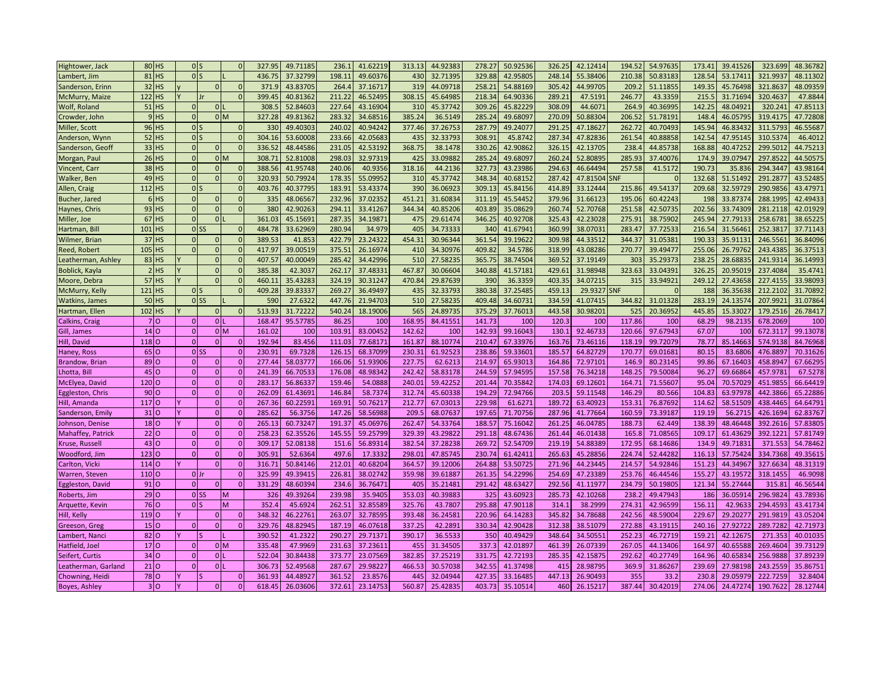| | | | | | | | | | | | | | | | | | | | | | | |
|---|---|---|---|---|---|---|---|---|---|---|---|---|---|---|---|---|---|---|---|---|---|---|
| Hightower, Jack | 80 | HS | 0 | S | 0 | 327.95 | 49.71185 | 236.1 | 41.62219 | 313.13 | 44.92383 | 278.27 | 50.92536 | 326.25 | 42.12414 | 194.52 | 54.97635 | 173.41 | 39.41526 | 323.699 | 48.36782 |
| Lambert, Jim | 81 | HS | 0 | S | L | 436.75 | 37.32799 | 198.11 | 49.60376 | 430 | 32.71395 | 329.88 | 42.95805 | 248.14 | 55.38406 | 210.38 | 50.83183 | 128.54 | 53.17411 | 321.9937 | 48.11302 |
| Sanderson, Erinn | 32 | HS | y | 0 | | 371.9 | 43.83705 | 264.4 | 37.16717 | 319 | 44.09718 | 258.21 | 54.88169 | 305.42 | 44.99705 | 209.2 | 51.11855 | 149.35 | 45.76498 | 321.8637 | 48.09359 |
| McMurry, Maize | 122 | HS | Y | Jr | 0 | 399.45 | 40.81362 | 211.22 | 46.52495 | 308.15 | 45.64985 | 218.34 | 64.90336 | 289.21 | 47.5191 | 246.77 | 43.3359 | 215.5 | 31.71694 | 320.4637 | 47.8844 |
| Wolf, Roland | 51 | HS | 0 | 0 | L | 308.5 | 52.84603 | 227.64 | 43.16904 | 310 | 45.37742 | 309.26 | 45.82229 | 308.09 | 44.6071 | 264.9 | 40.36995 | 142.25 | 48.04921 | 320.241 | 47.85113 |
| Crowder, John | 9 | HS | 0 | 0 | M | 327.28 | 49.81362 | 283.32 | 34.68516 | 385.24 | 36.5149 | 285.24 | 49.68097 | 270.09 | 50.88304 | 206.52 | 51.78191 | 148.4 | 46.05795 | 319.4175 | 47.72808 |
| Miller, Scott | 96 | HS | 0 | S | 0 | 330 | 49.40303 | 240.02 | 40.94242 | 377.46 | 37.26753 | 287.79 | 49.24077 | 291.25 | 47.18627 | 262.72 | 40.70493 | 145.94 | 46.83432 | 311.5793 | 46.55687 |
| Anderson, Wynn | 52 | HS | 0 | S | 0 | 304.16 | 53.60008 | 233.66 | 42.05683 | 435 | 32.33793 | 308.91 | 45.8742 | 287.34 | 47.82836 | 261.54 | 40.88858 | 142.54 | 47.95145 | 310.5374 | 46.4012 |
| Sanderson, Geoff | 33 | HS | 0 | 0 | 0 | 336.52 | 48.44586 | 231.05 | 42.53192 | 368.75 | 38.1478 | 330.26 | 42.90862 | 326.15 | 42.13705 | 238.4 | 44.85738 | 168.88 | 40.47252 | 299.5012 | 44.75213 |
| Morgan, Paul | 26 | HS | 0 | 0 | M | 308.71 | 52.81008 | 298.03 | 32.97319 | 425 | 33.09882 | 285.24 | 49.68097 | 260.24 | 52.80895 | 285.93 | 37.40076 | 174.9 | 39.07947 | 297.8522 | 44.50575 |
| Vincent, Carr | 38 | HS | 0 | 0 | 0 | 388.56 | 41.95748 | 240.06 | 40.9356 | 318.16 | 44.2136 | 327.73 | 43.23986 | 294.63 | 46.64494 | 257.58 | 41.5172 | 190.73 | 35.836 | 294.3447 | 43.98164 |
| Walker, Ben | 49 | HS | 0 | 0 | | 320.93 | 50.79924 | 178.35 | 55.09952 | 310 | 45.37742 | 348.34 | 40.68152 | 287.42 | 47.81504 | SNF | 0 | 132.68 | 51.51492 | 291.2877 | 43.52485 |
| Allen, Craig | 112 | HS | 0 | S | 0 | 403.76 | 40.37795 | 183.91 | 53.43374 | 390 | 36.06923 | 309.13 | 45.84156 | 414.89 | 33.12444 | 215.86 | 49.54137 | 209.68 | 32.59729 | 290.9856 | 43.47971 |
| Bucher, Jared | 6 | HS | 0 | 0 | 0 | 335 | 48.06567 | 232.96 | 37.02352 | 451.21 | 31.60834 | 311.19 | 45.54452 | 379.96 | 31.66123 | 195.06 | 60.42243 | 198 | 33.87374 | 288.1995 | 42.49433 |
| Haynes, Chris | 93 | HS | 0 | 0 | 0 | 380 | 42.90263 | 294.11 | 33.41267 | 344.34 | 40.85206 | 403.89 | 35.08629 | 260.74 | 52.70768 | 251.58 | 42.50735 | 202.56 | 33.74309 | 281.2118 | 42.01929 |
| Miller, Joe | 67 | HS | 0 | 0 | L | 361.03 | 45.15691 | 287.35 | 34.19871 | 475 | 29.61474 | 346.25 | 40.92708 | 325.43 | 42.23028 | 275.91 | 38.75902 | 245.94 | 27.79133 | 258.6781 | 38.65225 |
| Hartman, Bill | 101 | HS | 0 | SS | 0 | 484.78 | 33.62969 | 280.94 | 34.979 | 405 | 34.73333 | 340 | 41.67941 | 360.99 | 38.07031 | 283.47 | 37.72533 | 216.54 | 31.56461 | 252.3817 | 37.71143 |
| Wilmer, Brian | 37 | HS | 0 | 0 | 0 | 389.53 | 41.853 | 422.79 | 23.24322 | 454.31 | 30.96344 | 361.54 | 39.19622 | 309.98 | 44.33512 | 344.37 | 31.05381 | 190.33 | 35.91131 | 246.5561 | 36.84096 |
| Reed, Robert | 105 | HS | 0 | 0 | 0 | 417.97 | 39.00519 | 375.51 | 26.16974 | 410 | 34.30976 | 409.82 | 34.5786 | 318.99 | 43.08286 | 270.77 | 39.49477 | 255.06 | 26.79762 | 243.4385 | 36.37513 |
| Leatherman, Ashley | 83 | HS | Y | 0 | | 407.57 | 40.00049 | 285.42 | 34.42996 | 510 | 27.58235 | 365.75 | 38.74504 | 369.52 | 37.19149 | 303 | 35.29373 | 238.25 | 28.68835 | 241.9314 | 36.14993 |
| Boblick, Kayla | 2 | HS | Y | 0 | | 385.38 | 42.3037 | 262.17 | 37.48331 | 467.87 | 30.06604 | 340.88 | 41.57181 | 429.61 | 31.98948 | 323.63 | 33.04391 | 326.25 | 20.95019 | 237.4084 | 35.4741 |
| Moore, Debra | 57 | HS | Y | 0 | | 460.11 | 35.43283 | 324.19 | 30.31247 | 470.84 | 29.87639 | 390 | 36.3359 | 403.35 | 34.07215 | 315 | 33.94921 | 249.12 | 27.43658 | 227.4155 | 33.98093 |
| McMurry, Kelly | 121 | HS | 0 | S | 0 | 409.28 | 39.83337 | 269.27 | 36.49497 | 435 | 32.33793 | 380.38 | 37.25485 | 459.13 | 29.9327 | SNF | 0 | 188 | 36.35638 | 212.2102 | 31.70892 |
| Watkins, James | 50 | HS | 0 | SS | L | 590 | 27.6322 | 447.76 | 21.94703 | 510 | 27.58235 | 409.48 | 34.60731 | 334.59 | 41.07415 | 344.82 | 31.01328 | 283.19 | 24.13574 | 207.9921 | 31.07864 |
| Hartman, Ellen | 102 | HS | Y | 0 | 0 | 513.93 | 31.72222 | 540.24 | 18.19006 | 565 | 24.89735 | 375.29 | 37.76013 | 443.58 | 30.98201 | 525 | 20.36952 | 445.85 | 15.33027 | 179.2516 | 26.78417 |
| Calkins, Craig | 7 | O | 0 | 0 | L | 168.47 | 95.57785 | 86.25 | 100 | 168.95 | 84.41551 | 141.73 | 100 | 120.3 | 100 | 117.86 | 100 | 68.29 | 98.2135 | 678.2069 | 100 |
| Gill, James | 14 | O | 0 | 0 | M | 161.02 | 100 | 103.91 | 83.00452 | 142.62 | 100 | 142.93 | 99.16043 | 130.1 | 92.46733 | 120.66 | 97.67943 | 67.07 | 100 | 672.3117 | 99.13078 |
| Hill, David | 118 | O | 0 | 0 | 0 | 192.94 | 83.456 | 111.03 | 77.68171 | 161.87 | 88.10774 | 210.47 | 67.33976 | 163.76 | 73.46116 | 118.19 | 99.72079 | 78.77 | 85.14663 | 574.9138 | 84.76968 |
| Haney, Ross | 65 | O | 0 | SS | 0 | 230.91 | 69.7328 | 126.15 | 68.37099 | 230.31 | 61.92523 | 238.86 | 59.33601 | 185.57 | 64.82729 | 170.77 | 69.01681 | 80.15 | 83.6806 | 476.8897 | 70.31626 |
| Brandow, Brian | 89 | O | 0 | 0 | 0 | 277.44 | 58.03777 | 166.06 | 51.93906 | 227.75 | 62.6213 | 214.97 | 65.93013 | 164.86 | 72.97101 | 146.9 | 80.23145 | 99.86 | 67.16403 | 458.8947 | 67.66295 |
| Lhotta, Bill | 45 | O | 0 | 0 | 0 | 241.39 | 66.70533 | 176.08 | 48.98342 | 242.42 | 58.83178 | 244.59 | 57.94595 | 157.58 | 76.34218 | 148.25 | 79.50084 | 96.27 | 69.66864 | 457.9781 | 67.5278 |
| McElyea, David | 120 | O | 0 | 0 | 0 | 283.17 | 56.86337 | 159.46 | 54.0888 | 240.01 | 59.42252 | 201.44 | 70.35842 | 174.03 | 69.12601 | 164.71 | 71.55607 | 95.04 | 70.57029 | 451.9855 | 66.64419 |
| Eggleston, Chris | 90 | O | 0 | 0 | 0 | 262.09 | 61.43691 | 146.84 | 58.7374 | 312.74 | 45.60338 | 194.29 | 72.94766 | 203.5 | 59.11548 | 146.29 | 80.566 | 104.83 | 63.97978 | 442.3866 | 65.22886 |
| Hill, Amanda | 117 | O | Y | 0 | 0 | 267.36 | 60.22591 | 169.91 | 50.76217 | 212.77 | 67.03013 | 229.98 | 61.6271 | 189.72 | 63.40923 | 153.31 | 76.87692 | 114.62 | 58.51509 | 438.4465 | 64.64791 |
| Sanderson, Emily | 31 | O | Y | 0 | 0 | 285.62 | 56.3756 | 147.26 | 58.56988 | 209.5 | 68.07637 | 197.65 | 71.70756 | 287.96 | 41.77664 | 160.59 | 73.39187 | 119.19 | 56.2715 | 426.1694 | 62.83767 |
| Johnson, Denise | 18 | O | Y | 0 | 0 | 265.13 | 60.73247 | 191.37 | 45.06976 | 262.47 | 54.33764 | 188.57 | 75.16042 | 261.25 | 46.04785 | 188.73 | 62.449 | 138.39 | 48.46448 | 392.2616 | 57.83805 |
| Mahaffey, Patrick | 22 | O | 0 | 0 | 0 | 258.23 | 62.35526 | 145.55 | 59.25799 | 329.39 | 43.29822 | 291.18 | 48.67436 | 261.44 | 46.01438 | 165.8 | 71.08565 | 109.17 | 61.43629 | 392.1221 | 57.81749 |
| Kruse, Russell | 43 | O | 0 | 0 | 0 | 309.17 | 52.08138 | 151.6 | 56.89314 | 382.54 | 37.28238 | 269.72 | 52.54709 | 219.19 | 54.88389 | 172.95 | 68.14686 | 134.9 | 49.71831 | 371.553 | 54.78462 |
| Woodford, Jim | 123 | O | 0 | 0 | 0 | 305.91 | 52.6364 | 497.6 | 17.3332 | 298.01 | 47.85745 | 230.74 | 61.42411 | 265.63 | 45.28856 | 224.74 | 52.44282 | 116.13 | 57.75424 | 334.7368 | 49.35615 |
| Carlton, Vicki | 114 | O | Y | 0 | 0 | 316.71 | 50.84146 | 212.01 | 40.68204 | 364.57 | 39.12006 | 264.88 | 53.50725 | 271.96 | 44.23445 | 214.57 | 54.92846 | 151.23 | 44.34967 | 327.6634 | 48.31319 |
| Warren, Steven | 110 | O | 0 | Jr | 0 | 325.99 | 49.39415 | 226.81 | 38.02742 | 359.98 | 39.61887 | 261.35 | 54.22996 | 254.69 | 47.23389 | 253.76 | 46.44546 | 155.27 | 43.19572 | 318.1455 | 46.9098 |
| Eggleston, David | 91 | O | 0 | 0 | 0 | 331.29 | 48.60394 | 234.6 | 36.76471 | 405 | 35.21481 | 291.42 | 48.63427 | 292.56 | 41.11977 | 234.79 | 50.19805 | 121.34 | 55.27444 | 315.81 | 46.56544 |
| Roberts, Jim | 29 | O | 0 | SS | M | 326 | 49.39264 | 239.98 | 35.9405 | 353.03 | 40.39883 | 325 | 43.60923 | 285.73 | 42.10268 | 238.2 | 49.47943 | 186 | 36.05914 | 296.9824 | 43.78936 |
| Arquette, Kevin | 76 | O | 0 | S | M | 352.4 | 45.6924 | 262.51 | 32.85589 | 325.76 | 43.7807 | 295.88 | 47.90118 | 314.1 | 38.2999 | 274.31 | 42.96599 | 156.11 | 42.9633 | 294.4593 | 43.41734 |
| Hill, Kelly | 119 | O | Y | 0 | 0 | 348.32 | 46.22761 | 263.07 | 32.78595 | 393.48 | 36.24581 | 220.96 | 64.14283 | 345.82 | 34.78688 | 242.56 | 48.59004 | 229.67 | 29.20277 | 291.9819 | 43.05204 |
| Greeson, Greg | 15 | O | 0 | 0 | 0 | 329.76 | 48.82945 | 187.19 | 46.07618 | 337.25 | 42.2891 | 330.34 | 42.90428 | 312.38 | 38.51079 | 272.88 | 43.19115 | 240.16 | 27.92722 | 289.7282 | 42.71973 |
| Lambert, Nanci | 82 | O | Y | S | L | 390.52 | 41.2322 | 290.27 | 29.71371 | 390.17 | 36.5533 | 350 | 40.49429 | 348.64 | 34.50551 | 252.23 | 46.72719 | 159.21 | 42.12675 | 271.3853 | 40.01035 |
| Hatfield, Joel | 17 | O | 0 | 0 | M | 335.48 | 47.9969 | 231.63 | 37.23611 | 455 | 31.34505 | 337.3 | 42.01897 | 461.39 | 26.07339 | 267.05 | 44.13406 | 164.97 | 40.65588 | 269.4604 | 39.73129 |
| Seifert, Curtis | 34 | O | 0 | 0 | L | 522.04 | 30.84438 | 373.77 | 23.07569 | 382.85 | 37.25219 | 331.75 | 42.72193 | 285.35 | 42.15875 | 292.62 | 40.27749 | 164.96 | 40.65834 | 256.9888 | 37.89239 |
| Leatherman, Garland | 21 | O | 0 | 0 | L | 306.73 | 52.49568 | 287.67 | 29.98227 | 466.53 | 30.57038 | 342.55 | 41.37498 | 415 | 28.98795 | 369.9 | 31.86267 | 239.69 | 27.98198 | 243.2559 | 35.86751 |
| Chowning, Heidi | 78 | O | Y | S | 0 | 361.93 | 44.48927 | 361.52 | 23.8576 | 445 | 32.04944 | 427.35 | 33.16485 | 447.13 | 26.90493 | 355 | 33.2 | 230.8 | 29.05979 | 222.7259 | 32.8404 |
| Boyes, Ashley | 3 | O | Y | 0 | 0 | 618.45 | 26.03606 | 372.61 | 23.14753 | 560.87 | 25.42835 | 403.73 | 35.10514 | 460 | 26.15217 | 387.44 | 30.42019 | 274.06 | 24.47274 | 190.7622 | 28.12744 |